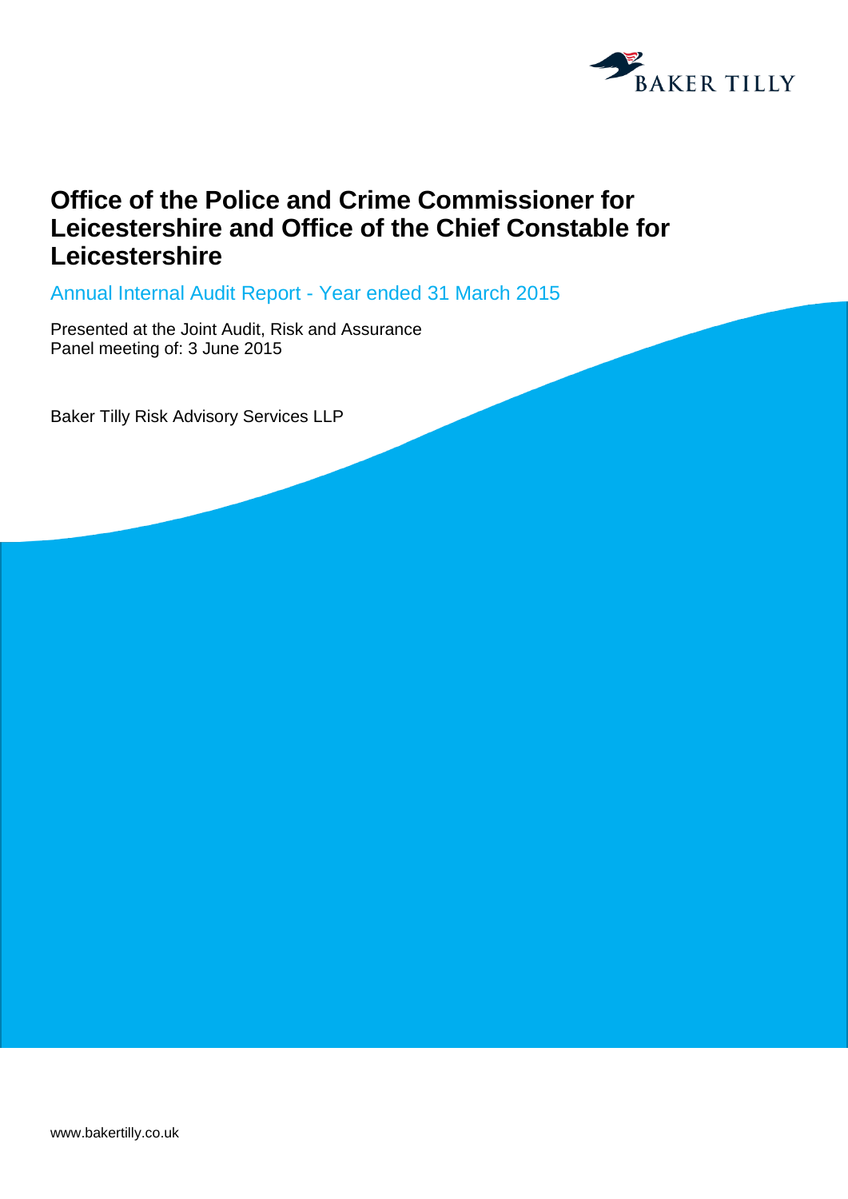# Office of the Police and Crime Commissioner for Leicestershire and Office of the Chief Constable for Leicestershire

## Annual Internal Audit Report - Year ended 31 March 2015

Presented at the Joint Audit, Risk and Assurance Panel meeting of: 3 June 2015

Baker Tilly Risk Advisory Services LLP

www.bakertilly.co.uk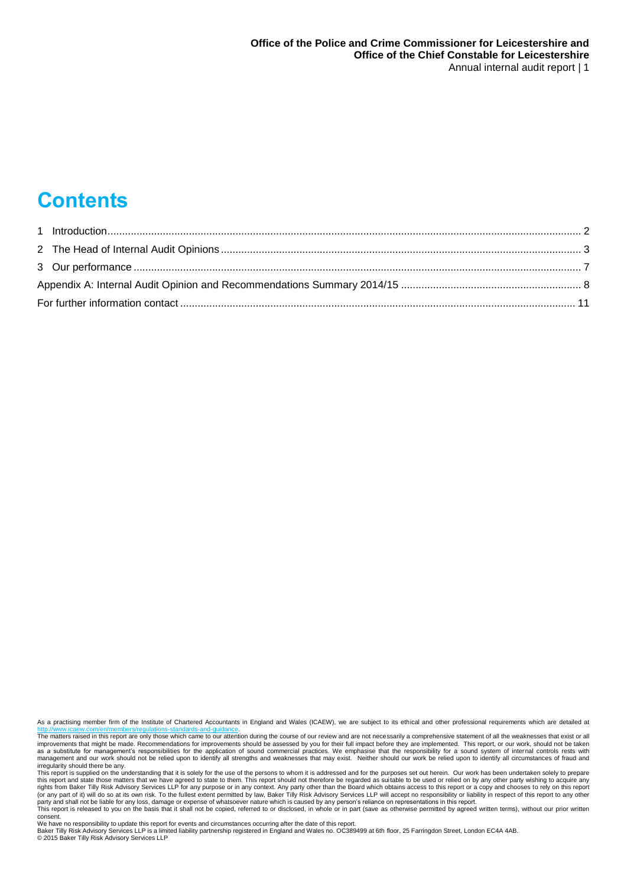# Contents

| | |
|---|---|
| 1 Introduction | 2 |
| 2 The Head of Internal Audit Opinions | 3 |
| 3 Our performance | 7 |
| Appendix A: Internal Audit Opinion and Recommendations Summary 2014/15 | 8 |
| For further information contact | 11 |

As a practising member firm of the Institute of Chartered Accountants in England and Wales (ICAEW), we are subject to its ethical and other professional requirements which are detailed at http://www.icaew.com/en/members/regulations-standards-and-guidance.

The matters raised in this report are only those which came to our attention during the course of our review and are not necessarily a comprehensive statement of all the weaknesses that exist or all improvements that might be made. Recommendations for improvements should be assessed by you for their full impact before they are implemented. This report, or our work, should not be taken as a substitute for management's responsibilities for the application of sound commercial practices. We emphasise that the responsibility for a sound system of internal controls rests with management and our work should not be relied upon to identify all strengths and weaknesses that may exist. Neither should our work be relied upon to identify all circumstances of fraud and irregularity should there be any.

This report is supplied on the understanding that it is solely for the use of the persons to whom it is addressed and for the purposes set out herein. Our work has been undertaken solely to prepare this report and state those matters that we have agreed to state to them. This report should not therefore be regarded as suitable to be used or relied on by any other party wishing to acquire any rights from Baker Tilly Risk Advisory Services LLP for any purpose or in any context. Any party other than the Board which obtains access to this report or a copy and chooses to rely on this report (or any part of it) will do so at its own risk. To the fullest extent permitted by law, Baker Tilly Risk Advisory Services LLP will accept no responsibility or liability in respect of this report to any other party and shall not be liable for any loss, damage or expense of whatsoever nature which is caused by any person's reliance on representations in this report.

This report is released to you on the basis that it shall not be copied, referred to or disclosed, in whole or in part (save as otherwise permitted by agreed written terms), without our prior written consent.

We have no responsibility to update this report for events and circumstances occurring after the date of this report.

Baker Tilly Risk Advisory Services LLP is a limited liability partnership registered in England and Wales no. OC389499 at 6th floor, 25 Farringdon Street, London EC4A 4AB.

© 2015 Baker Tilly Risk Advisory Services LLP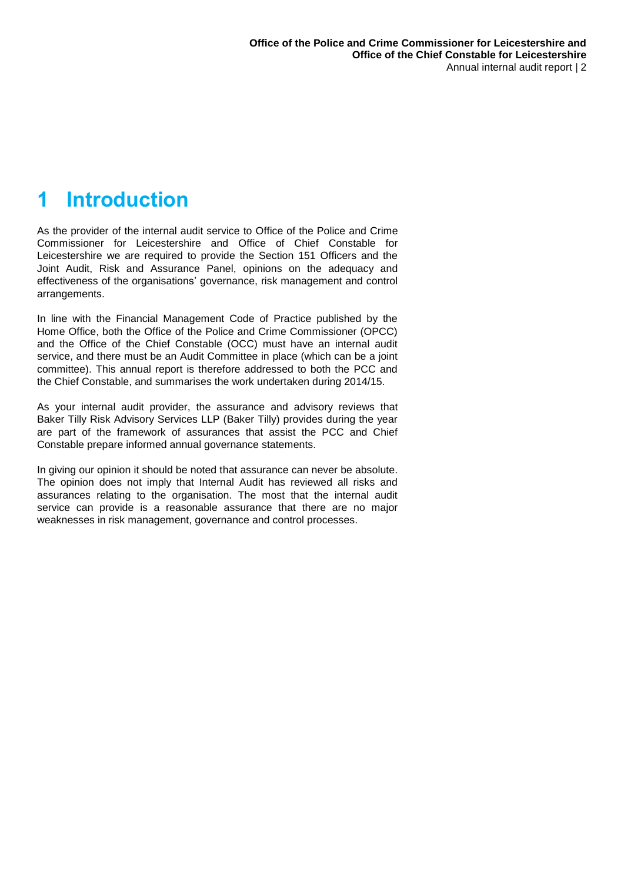# 1 Introduction

As the provider of the internal audit service to Office of the Police and Crime Commissioner for Leicestershire and Office of Chief Constable for Leicestershire we are required to provide the Section 151 Officers and the Joint Audit, Risk and Assurance Panel, opinions on the adequacy and effectiveness of the organisations' governance, risk management and control arrangements.

In line with the Financial Management Code of Practice published by the Home Office, both the Office of the Police and Crime Commissioner (OPCC) and the Office of the Chief Constable (OCC) must have an internal audit service, and there must be an Audit Committee in place (which can be a joint committee). This annual report is therefore addressed to both the PCC and the Chief Constable, and summarises the work undertaken during 2014/15.

As your internal audit provider, the assurance and advisory reviews that Baker Tilly Risk Advisory Services LLP (Baker Tilly) provides during the year are part of the framework of assurances that assist the PCC and Chief Constable prepare informed annual governance statements.

In giving our opinion it should be noted that assurance can never be absolute. The opinion does not imply that Internal Audit has reviewed all risks and assurances relating to the organisation. The most that the internal audit service can provide is a reasonable assurance that there are no major weaknesses in risk management, governance and control processes.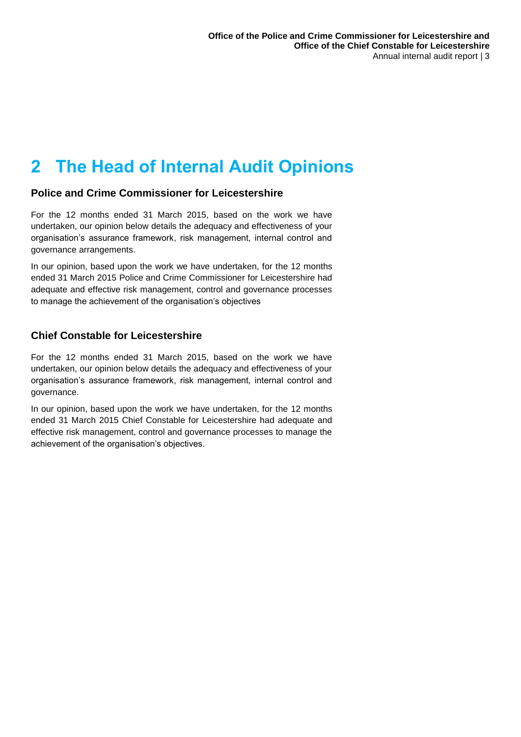# 2 The Head of Internal Audit Opinions

## Police and Crime Commissioner for Leicestershire

For the 12 months ended 31 March 2015, based on the work we have undertaken, our opinion below details the adequacy and effectiveness of your organisation's assurance framework, risk management, internal control and governance arrangements.

In our opinion, based upon the work we have undertaken, for the 12 months ended 31 March 2015 Police and Crime Commissioner for Leicestershire had adequate and effective risk management, control and governance processes to manage the achievement of the organisation's objectives

## Chief Constable for Leicestershire

For the 12 months ended 31 March 2015, based on the work we have undertaken, our opinion below details the adequacy and effectiveness of your organisation's assurance framework, risk management, internal control and governance.

In our opinion, based upon the work we have undertaken, for the 12 months ended 31 March 2015 Chief Constable for Leicestershire had adequate and effective risk management, control and governance processes to manage the achievement of the organisation's objectives.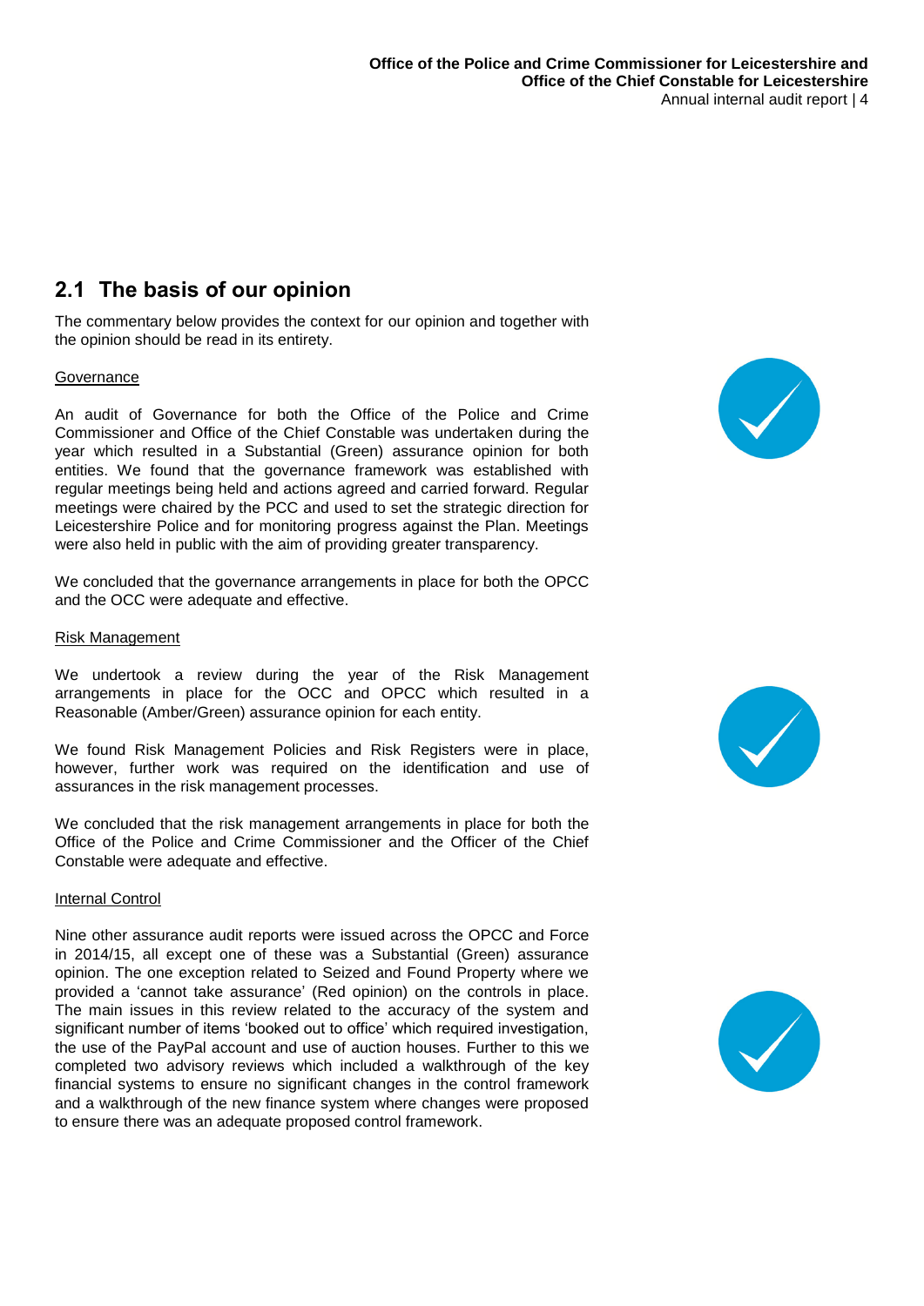## 2.1 The basis of our opinion

The commentary below provides the context for our opinion and together with the opinion should be read in its entirety.

Governance

An audit of Governance for both the Office of the Police and Crime Commissioner and Office of the Chief Constable was undertaken during the year which resulted in a Substantial (Green) assurance opinion for both entities. We found that the governance framework was established with regular meetings being held and actions agreed and carried forward. Regular meetings were chaired by the PCC and used to set the strategic direction for Leicestershire Police and for monitoring progress against the Plan. Meetings were also held in public with the aim of providing greater transparency.

We concluded that the governance arrangements in place for both the OPCC and the OCC were adequate and effective.

Risk Management

We undertook a review during the year of the Risk Management arrangements in place for the OCC and OPCC which resulted in a Reasonable (Amber/Green) assurance opinion for each entity.

We found Risk Management Policies and Risk Registers were in place, however, further work was required on the identification and use of assurances in the risk management processes.

We concluded that the risk management arrangements in place for both the Office of the Police and Crime Commissioner and the Officer of the Chief Constable were adequate and effective.

Internal Control

Nine other assurance audit reports were issued across the OPCC and Force in 2014/15, all except one of these was a Substantial (Green) assurance opinion. The one exception related to Seized and Found Property where we provided a 'cannot take assurance' (Red opinion) on the controls in place. The main issues in this review related to the accuracy of the system and significant number of items 'booked out to office' which required investigation, the use of the PayPal account and use of auction houses. Further to this we completed two advisory reviews which included a walkthrough of the key financial systems to ensure no significant changes in the control framework and a walkthrough of the new finance system where changes were proposed to ensure there was an adequate proposed control framework.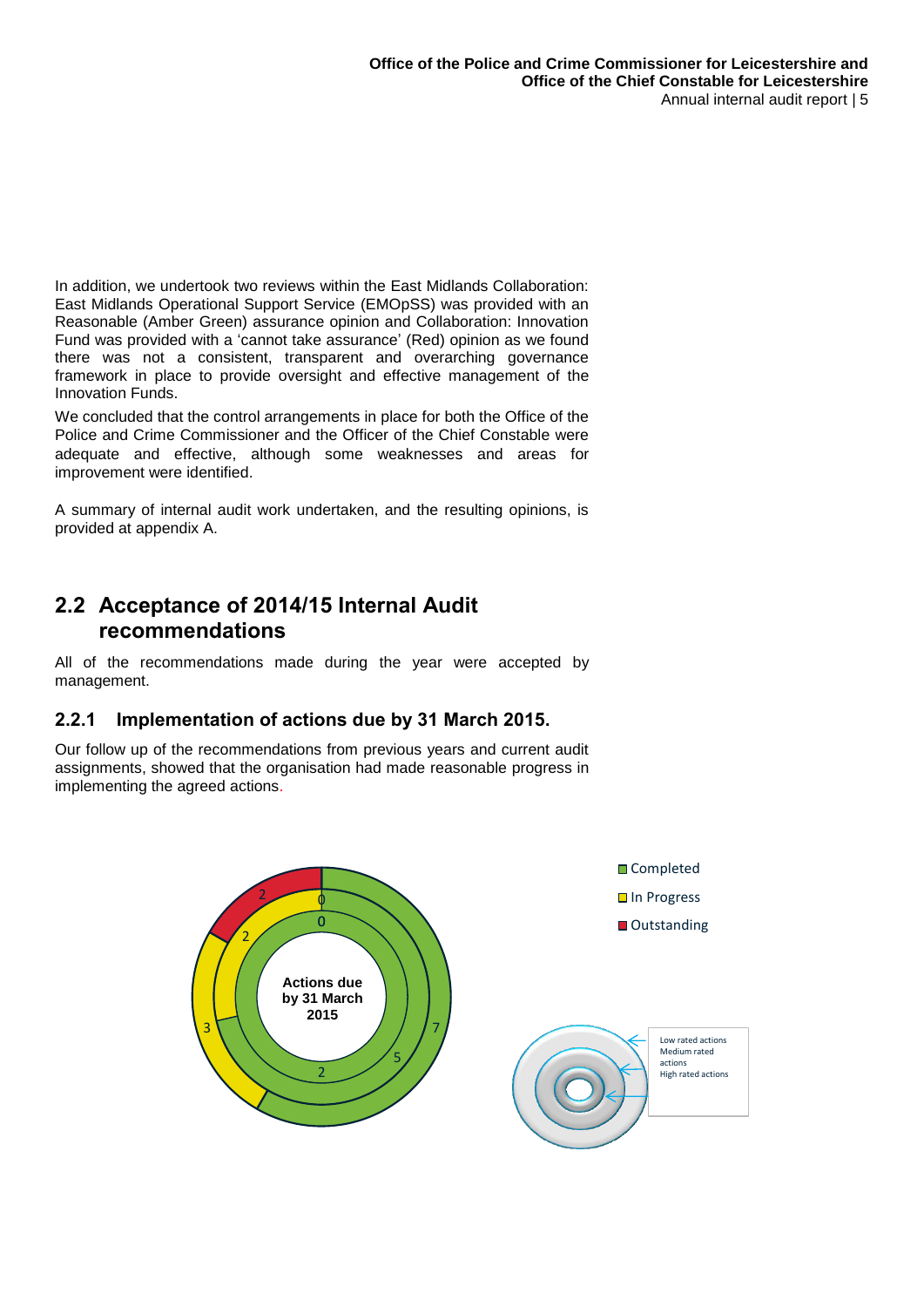In addition, we undertook two reviews within the East Midlands Collaboration: East Midlands Operational Support Service (EMOpSS) was provided with an Reasonable (Amber Green) assurance opinion and Collaboration: Innovation Fund was provided with a 'cannot take assurance' (Red) opinion as we found there was not a consistent, transparent and overarching governance framework in place to provide oversight and effective management of the Innovation Funds.

We concluded that the control arrangements in place for both the Office of the Police and Crime Commissioner and the Officer of the Chief Constable were adequate and effective, although some weaknesses and areas for improvement were identified.

A summary of internal audit work undertaken, and the resulting opinions, is provided at appendix A.

## 2.2 Acceptance of 2014/15 Internal Audit recommendations

All of the recommendations made during the year were accepted by management.

### 2.2.1 Implementation of actions due by 31 March 2015.

Our follow up of the recommendations from previous years and current audit assignments, showed that the organisation had made reasonable progress in implementing the agreed actions.

Actions due by 31 March 2015

| Rating | Completed | In Progress | Outstanding |
|---|---|---|---|
| Low rated actions | 7 | 3 | 2 |
| Medium rated actions | 5 | 2 | 0 |
| High rated actions | 2 | 0 | 0 |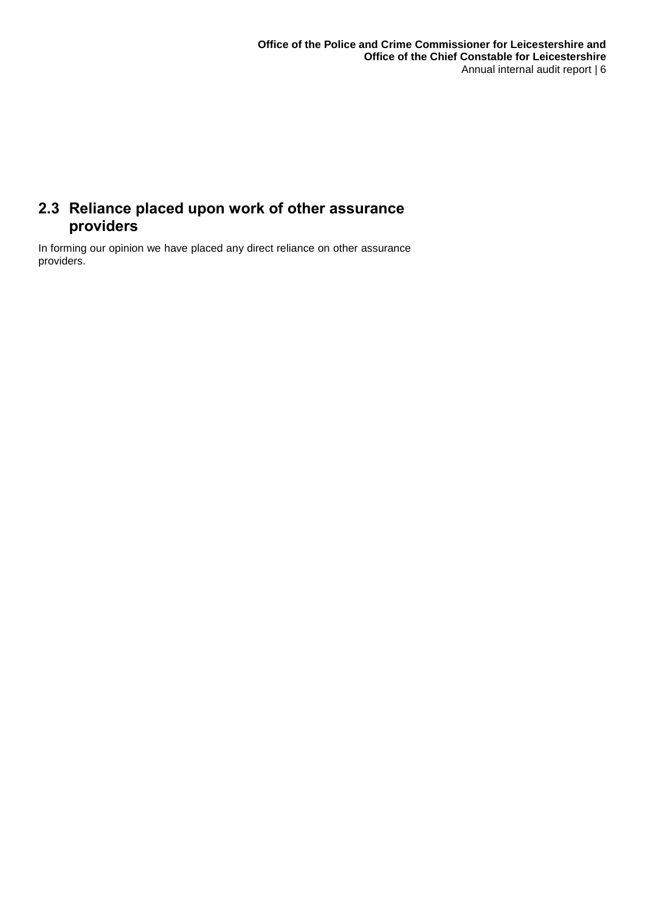## 2.3 Reliance placed upon work of other assurance providers

In forming our opinion we have placed any direct reliance on other assurance providers.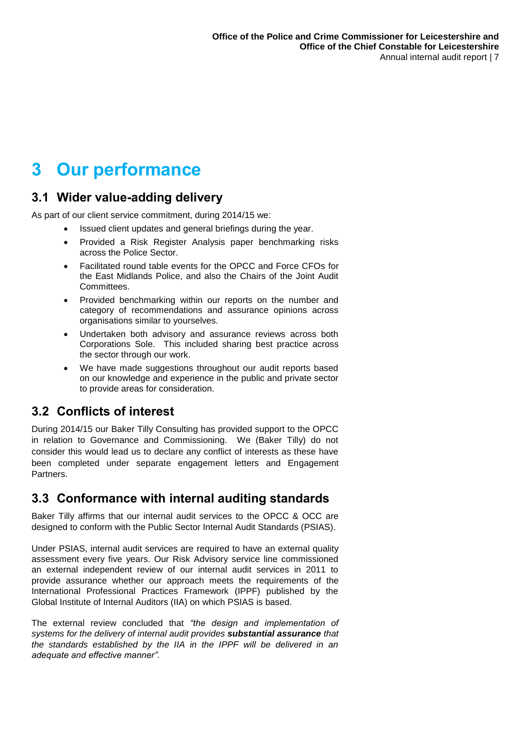# 3 Our performance

## 3.1 Wider value-adding delivery

As part of our client service commitment, during 2014/15 we:

- Issued client updates and general briefings during the year.
- Provided a Risk Register Analysis paper benchmarking risks across the Police Sector.
- Facilitated round table events for the OPCC and Force CFOs for the East Midlands Police, and also the Chairs of the Joint Audit Committees.
- Provided benchmarking within our reports on the number and category of recommendations and assurance opinions across organisations similar to yourselves.
- Undertaken both advisory and assurance reviews across both Corporations Sole. This included sharing best practice across the sector through our work.
- We have made suggestions throughout our audit reports based on our knowledge and experience in the public and private sector to provide areas for consideration.

## 3.2 Conflicts of interest

During 2014/15 our Baker Tilly Consulting has provided support to the OPCC in relation to Governance and Commissioning. We (Baker Tilly) do not consider this would lead us to declare any conflict of interests as these have been completed under separate engagement letters and Engagement Partners.

## 3.3 Conformance with internal auditing standards

Baker Tilly affirms that our internal audit services to the OPCC & OCC are designed to conform with the Public Sector Internal Audit Standards (PSIAS).

Under PSIAS, internal audit services are required to have an external quality assessment every five years. Our Risk Advisory service line commissioned an external independent review of our internal audit services in 2011 to provide assurance whether our approach meets the requirements of the International Professional Practices Framework (IPPF) published by the Global Institute of Internal Auditors (IIA) on which PSIAS is based.

The external review concluded that *"the design and implementation of systems for the delivery of internal audit provides* ***substantial assurance*** *that the standards established by the IIA in the IPPF will be delivered in an adequate and effective manner".*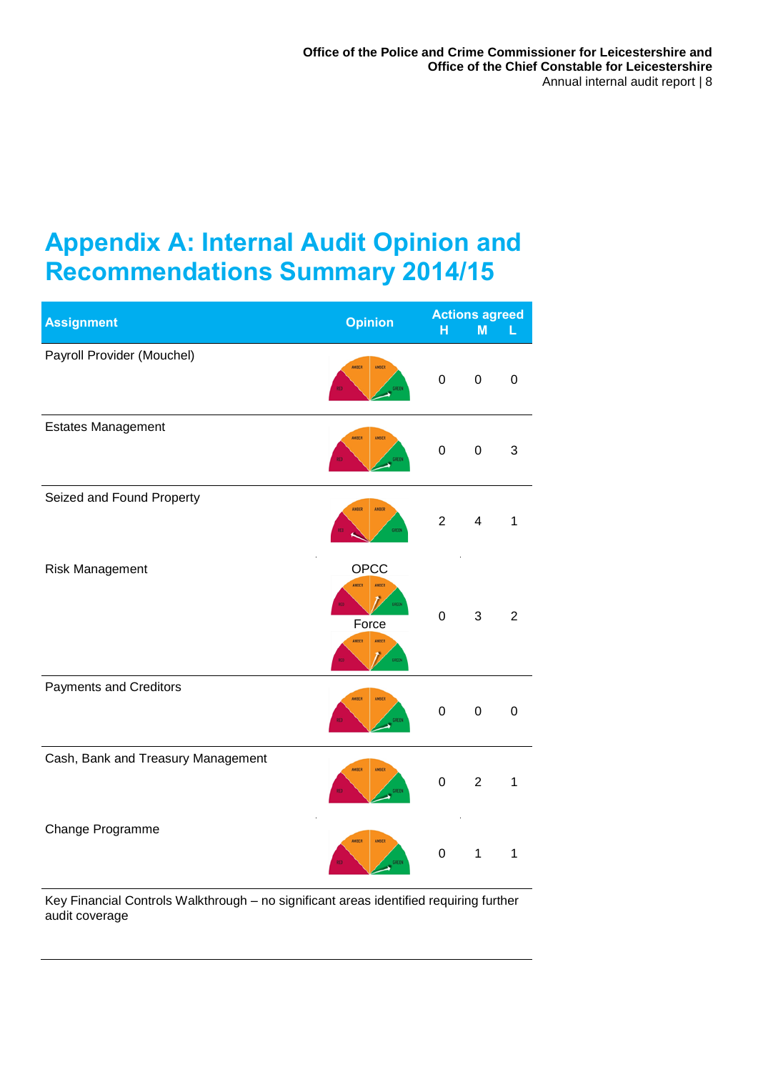# Appendix A: Internal Audit Opinion and Recommendations Summary 2014/15

| Assignment | Opinion | Actions agreed H | M | L |
|---|---|---|---|---|
| Payroll Provider (Mouchel) | | 0 | 0 | 0 |
| Estates Management | | 0 | 0 | 3 |
| Seized and Found Property | | 2 | 4 | 1 |
| Risk Management | OPCC<br>Force | 0 | 3 | 2 |
| Payments and Creditors | | 0 | 0 | 0 |
| Cash, Bank and Treasury Management | | 0 | 2 | 1 |
| Change Programme | | 0 | 1 | 1 |

Key Financial Controls Walkthrough – no significant areas identified requiring further audit coverage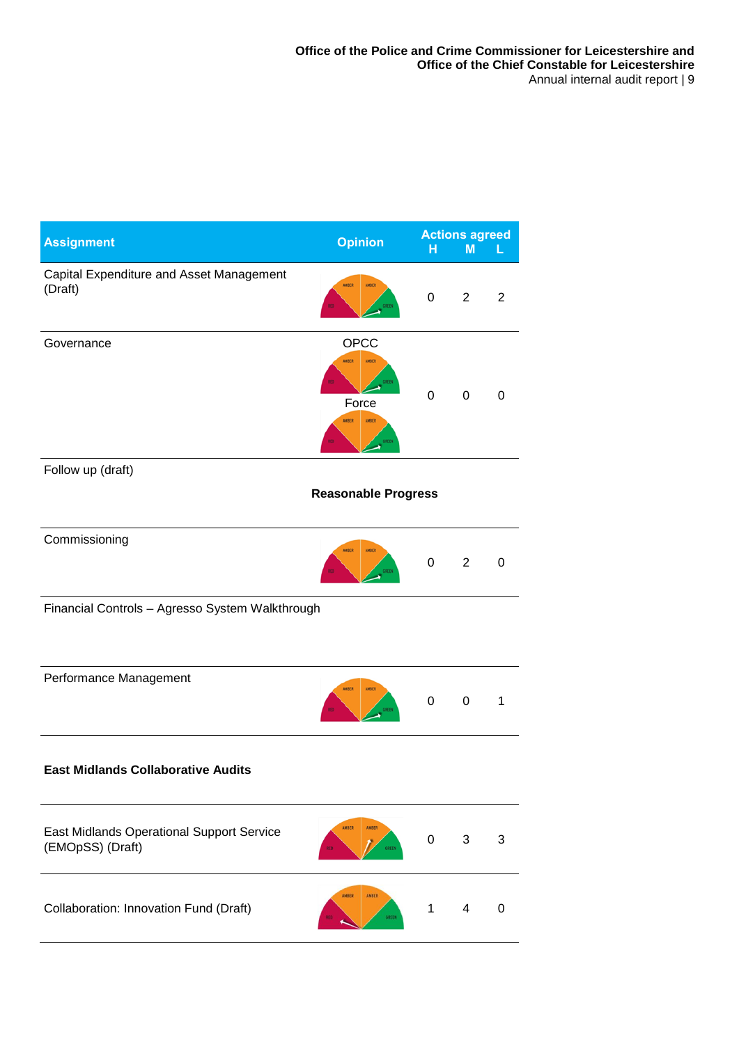| Assignment | Opinion | Actions agreed H | M | L |
|---|---|---|---|---|
| Capital Expenditure and Asset Management (Draft) | RED AMBER AMBER GREEN | 0 | 2 | 2 |
| Governance | OPCC RED AMBER AMBER GREEN Force RED AMBER AMBER GREEN | 0 | 0 | 0 |
| Follow up (draft) | **Reasonable Progress** | | | |
| Commissioning | RED AMBER AMBER GREEN | 0 | 2 | 0 |
| Financial Controls – Agresso System Walkthrough | | | | |
| Performance Management | RED AMBER AMBER GREEN | 0 | 0 | 1 |
| **East Midlands Collaborative Audits** | | | | |
| East Midlands Operational Support Service (EMOpSS) (Draft) | RED AMBER AMBER GREEN | 0 | 3 | 3 |
| Collaboration: Innovation Fund (Draft) | RED AMBER AMBER GREEN | 1 | 4 | 0 |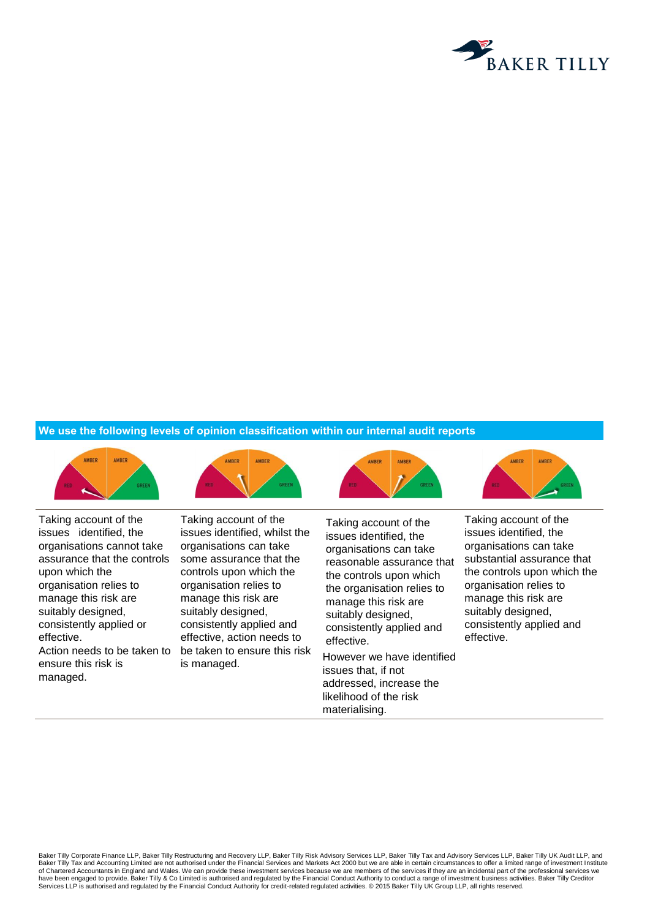**We use the following levels of opinion classification within our internal audit reports**

| | | | |
|---|---|---|---|
| Taking account of the issues identified, the organisations cannot take assurance that the controls upon which the organisation relies to manage this risk are suitably designed, consistently applied or effective. Action needs to be taken to ensure this risk is managed. | Taking account of the issues identified, whilst the organisations can take some assurance that the controls upon which the organisation relies to manage this risk are suitably designed, consistently applied and effective, action needs to be taken to ensure this risk is managed. | Taking account of the issues identified, the organisations can take reasonable assurance that the controls upon which the organisation relies to manage this risk are suitably designed, consistently applied and effective. However we have identified issues that, if not addressed, increase the likelihood of the risk materialising. | Taking account of the issues identified, the organisations can take substantial assurance that the controls upon which the organisation relies to manage this risk are suitably designed, consistently applied and effective. |

Baker Tilly Corporate Finance LLP, Baker Tilly Restructuring and Recovery LLP, Baker Tilly Risk Advisory Services LLP, Baker Tilly Tax and Advisory Services LLP, Baker Tilly UK Audit LLP, and Baker Tilly Tax and Accounting Limited are not authorised under the Financial Services and Markets Act 2000 but we are able in certain circumstances to offer a limited range of investment Institute of Chartered Accountants in England and Wales. We can provide these investment services because we are members of the services if they are an incidental part of the professional services we have been engaged to provide. Baker Tilly & Co Limited is authorised and regulated by the Financial Conduct Authority to conduct a range of investment business activities. Baker Tilly Creditor Services LLP is authorised and regulated by the Financial Conduct Authority for credit-related regulated activities. © 2015 Baker Tilly UK Group LLP, all rights reserved.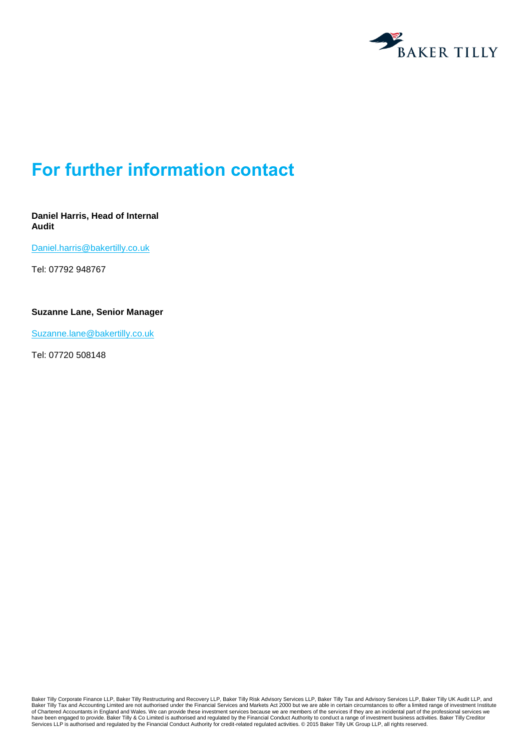# For further information contact

**Daniel Harris, Head of Internal Audit**

Daniel.harris@bakertilly.co.uk

Tel: 07792 948767

**Suzanne Lane, Senior Manager**

Suzanne.lane@bakertilly.co.uk

Tel: 07720 508148

Baker Tilly Corporate Finance LLP, Baker Tilly Restructuring and Recovery LLP, Baker Tilly Risk Advisory Services LLP, Baker Tilly Tax and Advisory Services LLP, Baker Tilly UK Audit LLP, and Baker Tilly Tax and Accounting Limited are not authorised under the Financial Services and Markets Act 2000 but we are able in certain circumstances to offer a limited range of investment Institute of Chartered Accountants in England and Wales. We can provide these investment services because we are members of the services if they are an incidental part of the professional services we have been engaged to provide. Baker Tilly & Co Limited is authorised and regulated by the Financial Conduct Authority to conduct a range of investment business activities. Baker Tilly Creditor Services LLP is authorised and regulated by the Financial Conduct Authority for credit-related regulated activities. © 2015 Baker Tilly UK Group LLP, all rights reserved.